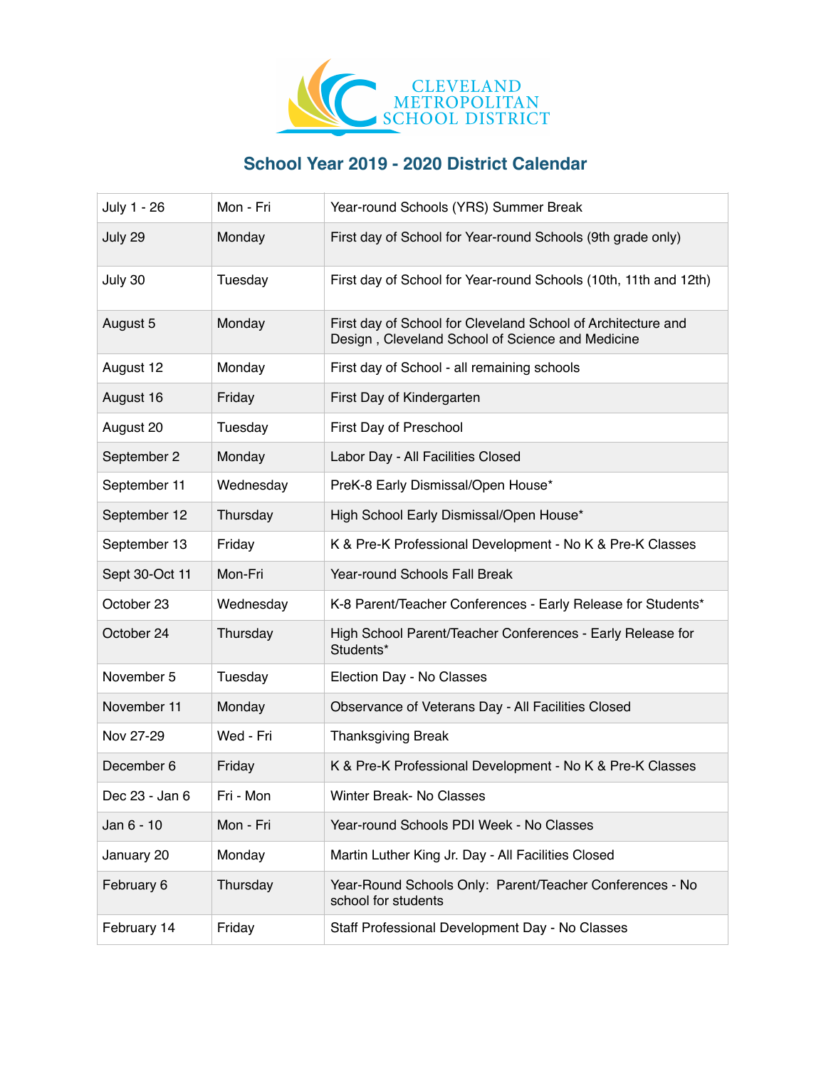CLEVELAND METROPOLITAN SCHOOL DISTRICT

## School Year 2019 - 2020 District Calendar

| July 1 - 26 | Mon - Fri | Year-round Schools (YRS) Summer Break |
|---|---|---|
| July 29 | Monday | First day of School for Year-round Schools (9th grade only) |
| July 30 | Tuesday | First day of School for Year-round Schools (10th, 11th and 12th) |
| August 5 | Monday | First day of School for Cleveland School of Architecture and Design , Cleveland School of Science and Medicine |
| August 12 | Monday | First day of School - all remaining schools |
| August 16 | Friday | First Day of Kindergarten |
| August 20 | Tuesday | First Day of Preschool |
| September 2 | Monday | Labor Day - All Facilities Closed |
| September 11 | Wednesday | PreK-8 Early Dismissal/Open House* |
| September 12 | Thursday | High School Early Dismissal/Open House* |
| September 13 | Friday | K & Pre-K Professional Development - No K & Pre-K Classes |
| Sept 30-Oct 11 | Mon-Fri | Year-round Schools Fall Break |
| October 23 | Wednesday | K-8 Parent/Teacher Conferences - Early Release for Students* |
| October 24 | Thursday | High School Parent/Teacher Conferences - Early Release for Students* |
| November 5 | Tuesday | Election Day - No Classes |
| November 11 | Monday | Observance of Veterans Day - All Facilities Closed |
| Nov 27-29 | Wed - Fri | Thanksgiving Break |
| December 6 | Friday | K & Pre-K Professional Development - No K & Pre-K Classes |
| Dec 23 - Jan 6 | Fri - Mon | Winter Break- No Classes |
| Jan 6 - 10 | Mon - Fri | Year-round Schools PDI Week - No Classes |
| January 20 | Monday | Martin Luther King Jr. Day - All Facilities Closed |
| February 6 | Thursday | Year-Round Schools Only: Parent/Teacher Conferences - No school for students |
| February 14 | Friday | Staff Professional Development Day - No Classes |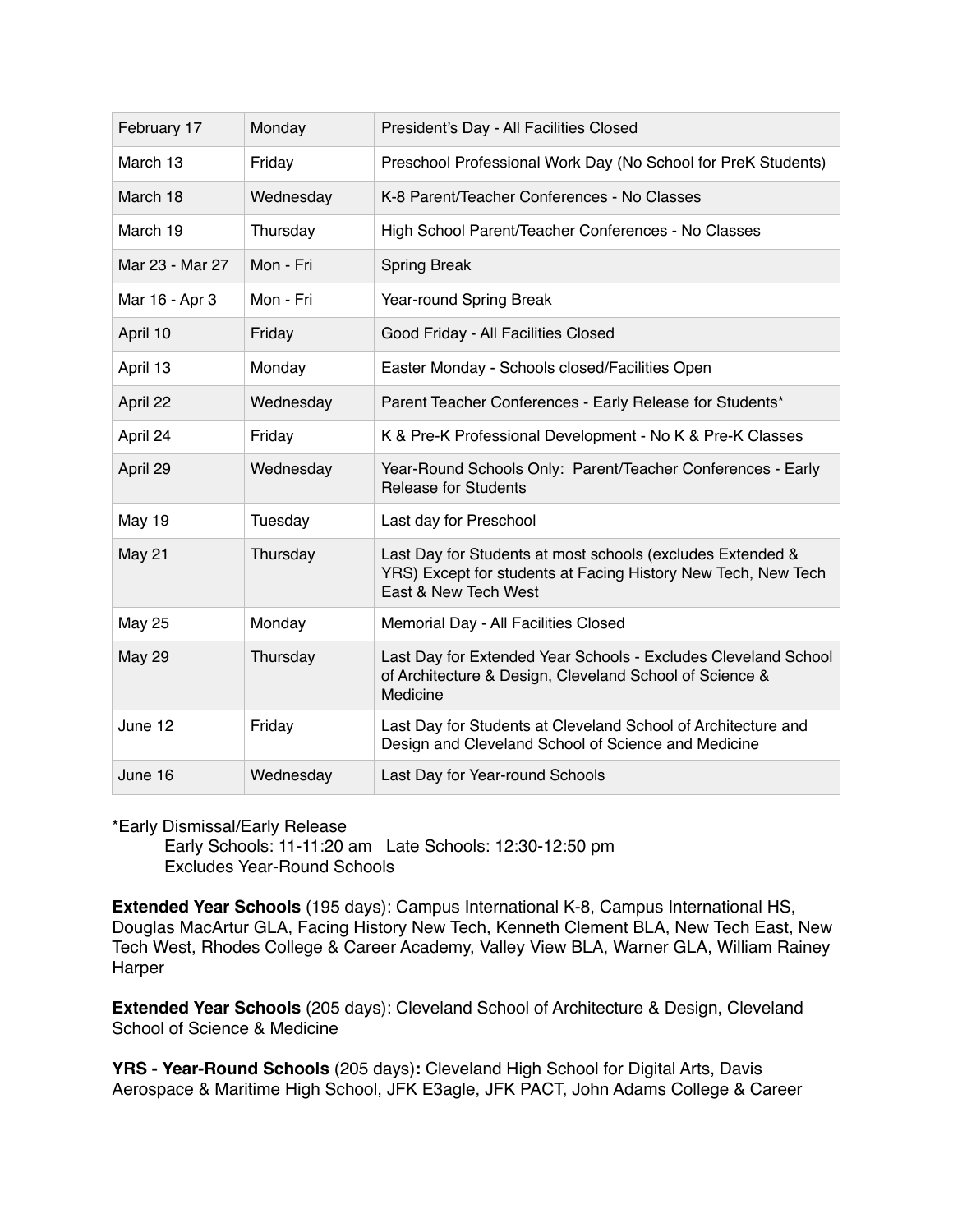| February 17 | Monday | President's Day - All Facilities Closed |
|---|---|---|
| March 13 | Friday | Preschool Professional Work Day (No School for PreK Students) |
| March 18 | Wednesday | K-8 Parent/Teacher Conferences - No Classes |
| March 19 | Thursday | High School Parent/Teacher Conferences - No Classes |
| Mar 23 - Mar 27 | Mon - Fri | Spring Break |
| Mar 16 - Apr 3 | Mon - Fri | Year-round Spring Break |
| April 10 | Friday | Good Friday - All Facilities Closed |
| April 13 | Monday | Easter Monday - Schools closed/Facilities Open |
| April 22 | Wednesday | Parent Teacher Conferences - Early Release for Students* |
| April 24 | Friday | K & Pre-K Professional Development - No K & Pre-K Classes |
| April 29 | Wednesday | Year-Round Schools Only: Parent/Teacher Conferences - Early Release for Students |
| May 19 | Tuesday | Last day for Preschool |
| May 21 | Thursday | Last Day for Students at most schools (excludes Extended & YRS) Except for students at Facing History New Tech, New Tech East & New Tech West |
| May 25 | Monday | Memorial Day - All Facilities Closed |
| May 29 | Thursday | Last Day for Extended Year Schools - Excludes Cleveland School of Architecture & Design, Cleveland School of Science & Medicine |
| June 12 | Friday | Last Day for Students at Cleveland School of Architecture and Design and Cleveland School of Science and Medicine |
| June 16 | Wednesday | Last Day for Year-round Schools |

*Early Dismissal/Early Release
Early Schools: 11-11:20 am   Late Schools: 12:30-12:50 pm
Excludes Year-Round Schools

**Extended Year Schools** (195 days): Campus International K-8, Campus International HS, Douglas MacArtur GLA, Facing History New Tech, Kenneth Clement BLA, New Tech East, New Tech West, Rhodes College & Career Academy, Valley View BLA, Warner GLA, William Rainey Harper

**Extended Year Schools** (205 days): Cleveland School of Architecture & Design, Cleveland School of Science & Medicine

**YRS - Year-Round Schools** (205 days)**:** Cleveland High School for Digital Arts, Davis Aerospace & Maritime High School, JFK E3agle, JFK PACT, John Adams College & Career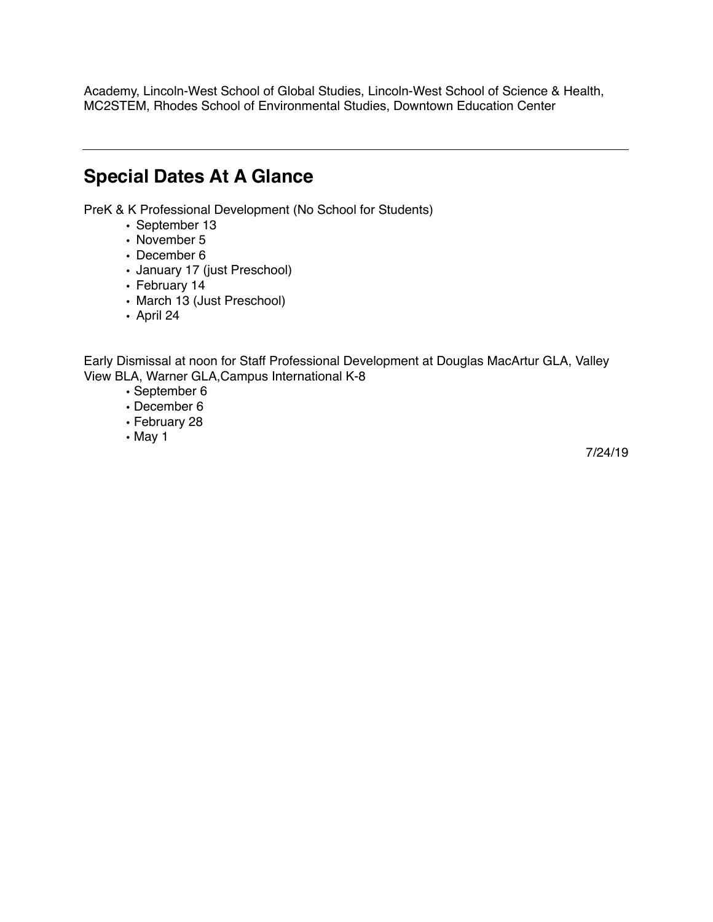Academy, Lincoln-West School of Global Studies, Lincoln-West School of Science & Health, MC2STEM, Rhodes School of Environmental Studies, Downtown Education Center

---

## Special Dates At A Glance

PreK & K Professional Development (No School for Students)

- September 13
- November 5
- December 6
- January 17 (just Preschool)
- February 14
- March 13 (Just Preschool)
- April 24

Early Dismissal at noon for Staff Professional Development at Douglas MacArtur GLA, Valley View BLA, Warner GLA,Campus International K-8

- September 6
- December 6
- February 28
- May 1

7/24/19